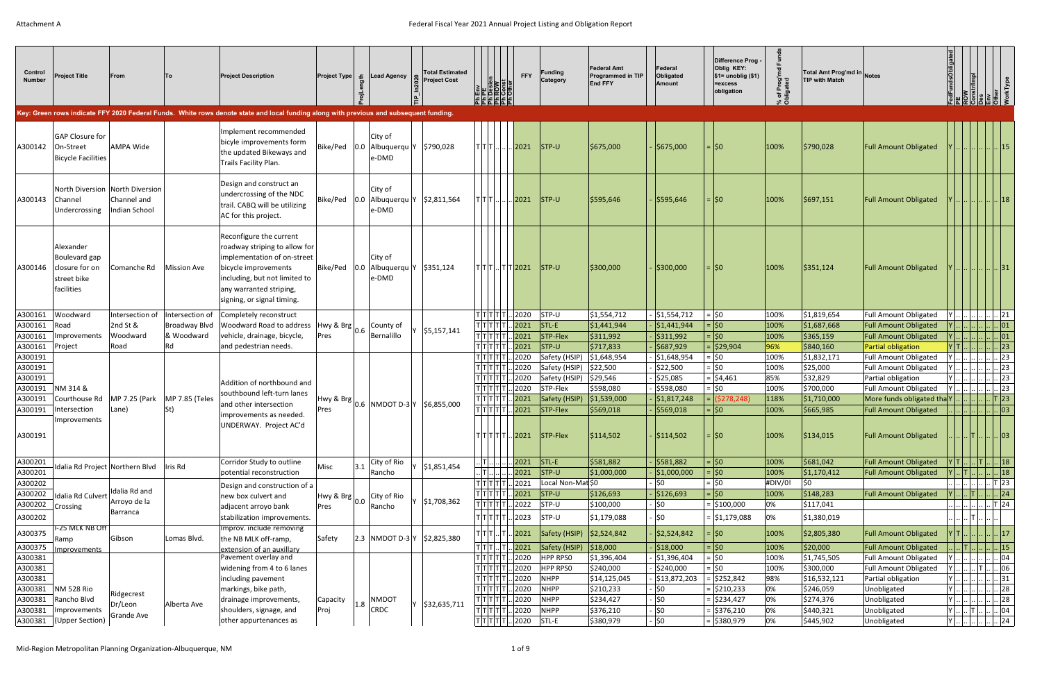Key: Green rows indicate FFY 2020 Federal Funds. White rows denote state and local funding along with previous and subsequent funding.

| Control Number | Project Title | From | To | Project Description | Project Type | ProjLength | Lead Agency | TIP_In2020 | Total Estimated Project Cost | Ph Env | Ph PE | Ph Design | Ph ROW | Ph Const | Ph Other | FFY | Funding Category | Federal Amt Programmed in TIP End FFY | Federal Obligated Amount | Difference Prog - Oblig KEY: $1= unoblig ($1) =excess obligation | % of Prog'md Funds Obligated | Total Amt Prog'md in TIP with Match | Notes | FedFundsObligated | PE | ROW | ConstrImpl | Des | Env | Other | WorkType |
|---|---|---|---|---|---|---|---|---|---|---|---|---|---|---|---|---|---|---|---|---|---|---|---|---|---|---|---|---|---|---|---|
| A300142 | GAP Closure for On-Street Bicycle Facilities | AMPA Wide | | Implement recommended bicycle improvements form the updated Bikeways and Trails Facility Plan. | Bike/Ped | 0.0 | City of Albuquerque-DMD | Y | $790,028 | T | T | T | .. | .. | .. | 2021 | STP-U | $675,000 | $675,000 | $0 | 100% | $790,028 | Full Amount Obligated | Y | .. | .. | .. | .. | .. | .. | 15 |
| A300143 | North Diversion Channel Undercrossing | North Diversion Channel and Indian School | | Design and construct an undercrossing of the NDC trail. CABQ will be utilizing AC for this project. | Bike/Ped | 0.0 | City of Albuquerque-DMD | Y | $2,811,564 | T | T | T | .. | .. | .. | 2021 | STP-U | $595,646 | $595,646 | $0 | 100% | $697,151 | Full Amount Obligated | Y | .. | .. | .. | .. | .. | .. | 18 |
| A300146 | Alexander Boulevard gap closure for on street bike facilities | Comanche Rd | Mission Ave | Reconfigure the current roadway striping to allow for implementation of on-street bicycle improvements including, but not limited to any warranted striping, signing, or signal timing. | Bike/Ped | 0.0 | City of Albuquerque-DMD | Y | $351,124 | T | T | T | .. | T | T | 2021 | STP-U | $300,000 | $300,000 | $0 | 100% | $351,124 | Full Amount Obligated | Y | .. | .. | .. | .. | .. | .. | 31 |
| A300161 | Woodward Road Improvements Project | Intersection of 2nd St & Woodward Road | Intersection of Broadway Blvd & Woodward Rd | Completely reconstruct Woodward Road to address vehicle, drainage, bicycle, and pedestrian needs. | Hwy & Brg Pres | 0.6 | County of Bernalillo | Y | $5,157,141 | T | T | T | T | T | .. | 2020 | STP-U | $1,554,712 | $1,554,712 | $0 | 100% | $1,819,654 | Full Amount Obligated | Y | .. | .. | .. | .. | .. | .. | 21 |
| A300161 | | | | | | | | | | T | T | T | T | T | .. | 2021 | STL-E | $1,441,944 | $1,441,944 | $0 | 100% | $1,687,668 | Full Amount Obligated | Y | .. | .. | .. | .. | .. | .. | 01 |
| A300161 | | | | | | | | | | T | T | T | T | T | .. | 2021 | STP-Flex | $311,992 | $311,992 | $0 | 100% | $365,159 | Full Amount Obligated | Y | .. | .. | .. | .. | .. | .. | 01 |
| A300161 | | | | | | | | | | T | T | T | T | T | .. | 2021 | STP-U | $717,833 | $687,929 | $29,904 | 96% | $840,160 | Partial obligation | Y | T | .. | .. | .. | .. | .. | 23 |
| A300191 | NM 314 & Courthouse Rd Intersection Improvements | MP 7.25 (Park Lane) | MP 7.85 (Teles St) | Addition of northbound and southbound left-turn lanes and other intersection improvements as needed. UNDERWAY. Project AC'd | Hwy & Brg Pres | 0.6 | NMDOT D-3 | Y | $6,855,000 | T | T | T | T | T | .. | 2020 | Safety (HSIP) | $1,648,954 | $1,648,954 | $0 | 100% | $1,832,171 | Full Amount Obligated | Y | .. | .. | .. | .. | .. | .. | 23 |
| A300191 | | | | | | | | | | T | T | T | T | T | .. | 2020 | Safety (HSIP) | $22,500 | $22,500 | $0 | 100% | $25,000 | Full Amount Obligated | Y | .. | .. | .. | .. | .. | .. | 23 |
| A300191 | | | | | | | | | | T | T | T | T | T | .. | 2020 | Safety (HSIP) | $29,546 | $25,085 | $4,461 | 85% | $32,829 | Partial obligation | Y | .. | .. | .. | .. | .. | .. | 23 |
| A300191 | | | | | | | | | | T | T | T | T | T | .. | 2020 | STP-Flex | $598,080 | $598,080 | $0 | 100% | $700,000 | Full Amount Obligated | Y | .. | .. | .. | .. | .. | .. | 23 |
| A300191 | | | | | | | | | | T | T | T | T | T | .. | 2021 | Safety (HSIP) | $1,539,000 | $1,817,248 | ($278,248) | 118% | $1,710,000 | More funds obligated tha | Y | .. | .. | .. | .. | .. | T | 23 |
| A300191 | | | | | | | | | | T | T | T | T | T | .. | 2021 | STP-Flex | $569,018 | $569,018 | $0 | 100% | $665,985 | Full Amount Obligated | .. | .. | .. | .. | .. | .. | .. | 03 |
| A300191 | | | | | | | | | | T | T | T | T | T | .. | 2021 | STP-Flex | $114,502 | $114,502 | $0 | 100% | $134,015 | Full Amount Obligated | .. | .. | T | .. | .. | .. | .. | 03 |
| A300201 | Idalia Rd Project | Northern Blvd | Iris Rd | Corridor Study to outline potential reconstruction | Misc | 3.1 | City of Rio Rancho | Y | $1,851,454 | .. | T | .. | .. | .. | .. | 2021 | STL-E | $581,882 | $581,882 | $0 | 100% | $681,042 | Full Amount Obligated | Y | T | .. | .. | T | .. | .. | 18 |
| A300201 | | | | | | | | | | .. | T | .. | .. | .. | .. | 2021 | STP-U | $1,000,000 | $1,000,000 | $0 | 100% | $1,170,412 | Full Amount Obligated | Y | .. | T | .. | .. | .. | .. | 18 |
| A300202 | Idalia Rd Culvert Crossing | Idalia Rd and Arroyo de la Barranca | | Design and construction of a new box culvert and adjacent arroyo bank stabilization improvements. | Hwy & Brg Pres | 0.0 | City of Rio Rancho | Y | $1,708,362 | T | T | T | T | T | .. | 2021 | Local Non-Mat | $0 | $0 | $0 | #DIV/0! | $0 | | .. | .. | .. | .. | .. | .. | T | 23 |
| A300202 | | | | | | | | | | T | T | T | T | T | .. | 2021 | STP-U | $126,693 | $126,693 | $0 | 100% | $148,283 | Full Amount Obligated | Y | .. | .. | T | .. | .. | .. | 24 |
| A300202 | | | | | | | | | | T | T | T | T | T | .. | 2022 | STP-U | $100,000 | $0 | $100,000 | 0% | $117,041 | | .. | .. | .. | .. | .. | .. | T | 24 |
| A300202 | | | | | | | | | | T | T | T | T | T | .. | 2023 | STP-U | $1,179,088 | $0 | $1,179,088 | 0% | $1,380,019 | | .. | .. | .. | T | .. | .. | .. | |
| A300375 | I-25 MLK NB Off Ramp Improvements | Gibson | Lomas Blvd. | Improv. include removing the NB MLK off-ramp, extension of an auxillary | Safety | 2.3 | NMDOT D-3 | Y | $2,825,380 | T | T | T | .. | T | .. | 2021 | Safety (HSIP) | $2,524,842 | $2,524,842 | $0 | 100% | $2,805,380 | Full Amount Obligated | Y | T | .. | .. | .. | .. | .. | 17 |
| A300375 | | | | | | | | | | T | T | T | .. | T | .. | 2021 | Safety (HSIP) | $18,000 | $18,000 | $0 | 100% | $20,000 | Full Amount Obligated | .. | .. | T | .. | .. | .. | .. | 15 |
| A300381 | NM 528 Rio Rancho Blvd Improvements (Upper Section) | Ridgecrest Dr/Leon Grande Ave | Alberta Ave | Pavement overlay and widening from 4 to 6 lanes including pavement markings, bike path, drainage improvements, shoulders, signage, and other appurtenances as | Capacity Proj | 1.8 | NMDOT CRDC | Y | $32,635,711 | T | T | T | T | T | .. | 2020 | HPP RPS0 | $1,396,404 | $1,396,404 | $0 | 100% | $1,745,505 | Full Amount Obligated | Y | .. | .. | .. | .. | .. | .. | 04 |
| A300381 | | | | | | | | | | T | T | T | T | T | .. | 2020 | HPP RPS0 | $240,000 | $240,000 | $0 | 100% | $300,000 | Full Amount Obligated | Y | .. | .. | .. | T | .. | .. | 06 |
| A300381 | | | | | | | | | | T | T | T | T | T | .. | 2020 | NHPP | $14,125,045 | $13,872,203 | $252,842 | 98% | $16,532,121 | Partial obligation | Y | .. | .. | .. | .. | .. | .. | 31 |
| A300381 | | | | | | | | | | T | T | T | T | T | .. | 2020 | NHPP | $210,233 | $0 | $210,233 | 0% | $246,059 | Unobligated | Y | .. | .. | .. | .. | .. | .. | 28 |
| A300381 | | | | | | | | | | T | T | T | T | T | .. | 2020 | NHPP | $234,427 | $0 | $234,427 | 0% | $274,376 | Unobligated | Y | .. | .. | .. | .. | .. | .. | 28 |
| A300381 | | | | | | | | | | T | T | T | T | T | .. | 2020 | NHPP | $376,210 | $0 | $376,210 | 0% | $440,321 | Unobligated | Y | .. | .. | T | .. | .. | .. | 04 |
| A300381 | | | | | | | | | | T | T | T | T | T | .. | 2020 | STL-E | $380,979 | $0 | $380,979 | 0% | $445,902 | Unobligated | Y | .. | .. | .. | .. | .. | .. | 24 |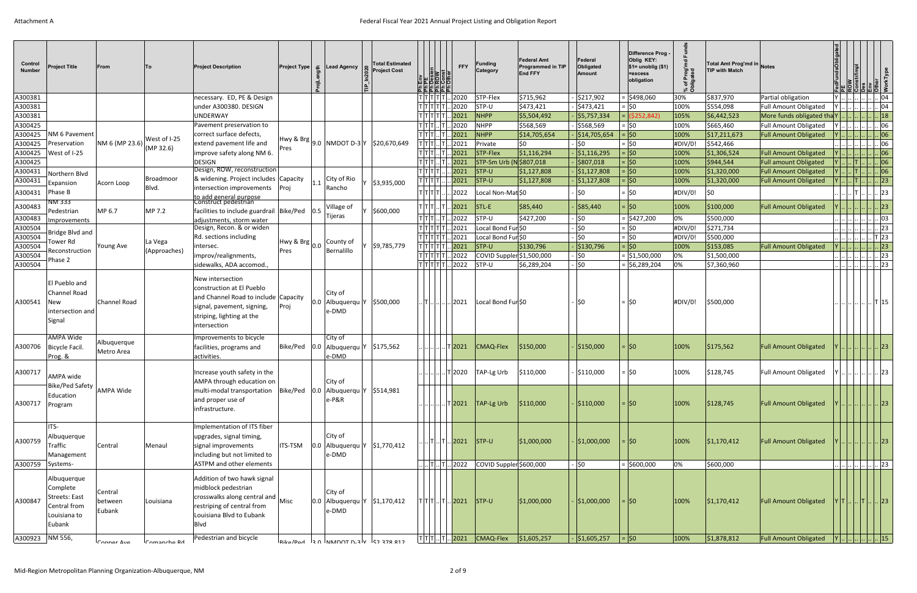| Control Number | Project Title | From | To | Project Description | Project Type | Proj Length | Lead Agency | TIP_In2020 | Total Estimated Project Cost | Ph Env | Ph PE | Ph Design | Ph ROW | Ph Const | Ph Other | FFY | Funding Category | Federal Amt Programmed in TIP End FFY | Federal Obligated Amount | Difference Prog - Oblig KEY: $1= unoblig ($1) =excess obligation | % of Prog'md Funds Obligated | Total Amt Prog'md in TIP with Match | Notes | FedFundsObligated | PE | ROW | Constr/Impl | Des | Env | Other | WorkType |
|---|---|---|---|---|---|---|---|---|---|---|---|---|---|---|---|---|---|---|---|---|---|---|---|---|---|---|---|---|---|---|---|
| A300381 | | | | necessary. ED, PE & Design | | | | | | T | T | T | T | T | .. | 2020 | STP-Flex | $715,962 | - $217,902 | = $498,060 | 30% | $837,970 | Partial obligation | Y | .. | .. | .. | .. | .. | .. | 04 |
| A300381 | | | | under A300380. DESIGN | | | | | | T | T | T | T | T | .. | 2020 | STP-U | $473,421 | - $473,421 | = $0 | 100% | $554,098 | Full Amount Obligated | Y | .. | .. | .. | .. | .. | .. | 04 |
| A300381 | | | | UNDERWAY | | | | | | T | T | T | T | T | .. | 2021 | NHPP | $5,504,492 | - $5,757,334 | = ($252,842) | 105% | $6,442,523 | More funds obligated tha | Y | .. | .. | .. | .. | .. | .. | 18 |
| A300425 | NM 6 Pavement Preservation West of I-25 | NM 6 (MP 23.6) | West of I-25 (MP 32.6) | Pavement preservation to correct surface defects, extend pavement life and improve safety along NM 6. DESIGN | Hwy & Brg Pres | 9.0 | NMDOT D-3 | Y | $20,670,649 | T | T | T | .. | T | .. | 2020 | NHPP | $568,569 | - $568,569 | = $0 | 100% | $665,460 | Full Amount Obligated | Y | .. | .. | .. | .. | .. | .. | 06 |
| A300425 | | | | | | | | | | T | T | T | .. | T | .. | 2021 | NHPP | $14,705,654 | - $14,705,654 | = $0 | 100% | $17,211,673 | Full Amount Obligated | Y | .. | .. | .. | .. | .. | .. | 06 |
| A300425 | | | | | | | | | | T | T | T | .. | T | .. | 2021 | Private | $0 | - $0 | = $0 | #DIV/0! | $542,466 | | .. | .. | .. | .. | .. | .. | .. | 06 |
| A300425 | | | | | | | | | | T | T | T | .. | T | .. | 2021 | STP-Flex | $1,116,294 | - $1,116,295 | = $0 | 100% | $1,306,524 | Full Amount Obligated | Y | .. | .. | .. | .. | .. | .. | 06 |
| A300425 | | | | | | | | | | T | T | T | .. | T | .. | 2021 | STP-Sm Urb (N | $807,018 | - $807,018 | = $0 | 100% | $944,544 | Full amount Obligated | Y | .. | .. | .. | .. | .. | .. | 06 |
| A300431 | Northern Blvd Expansion Phase B | Acorn Loop | Broadmoor Blvd. | Design, ROW, reconstruction & widening. Project includes intersection improvements to add general purpose | Capacity Proj | 1.1 | City of Rio Rancho | Y | $3,935,000 | T | T | T | T | .. | .. | 2021 | STP-U | $1,127,808 | - $1,127,808 | = $0 | 100% | $1,320,000 | Full Amount Obligated | Y | .. | .. | T | .. | .. | .. | 06 |
| A300431 | | | | | | | | | | T | T | T | T | .. | .. | 2021 | STP-U | $1,127,808 | - $1,127,808 | = $0 | 100% | $1,320,000 | Full Amount Obligated | Y | .. | .. | T | .. | .. | .. | 23 |
| A300431 | | | | | | | | | | T | T | T | T | .. | .. | 2022 | Local Non-Mat | $0 | - $0 | = $0 | #DIV/0! | $0 | | .. | .. | .. | T | .. | .. | .. | 23 |
| A300483 | NM 333 Pedestrian Improvements | MP 6.7 | MP 7.2 | Construct pedestrian facilities to include guardrail adjustments, storm water | Bike/Ped | 0.5 | Village of Tijeras | Y | $600,000 | T | T | T | .. | T | .. | 2021 | STL-E | $85,440 | - $85,440 | = $0 | 100% | $100,000 | Full Amount Obligated | Y | .. | .. | .. | .. | .. | .. | 23 |
| A300483 | | | | | | | | | | T | T | T | .. | T | .. | 2022 | STP-U | $427,200 | - $0 | = $427,200 | 0% | $500,000 | | .. | .. | .. | .. | .. | .. | .. | 03 |
| A300504 | Bridge Blvd and Tower Rd Reconstruction Phase 2 | Young Ave | La Vega (Approaches) | Design, Recon. & or widen Rd. sections including intersec. improv/realignments, sidewalks, ADA accomod., | Hwy & Brg Pres | 0.0 | County of Bernalillo | Y | $9,785,779 | T | T | T | T | T | .. | 2021 | Local Bond Fur | $0 | - $0 | = $0 | #DIV/0! | $271,734 | | .. | .. | .. | .. | .. | .. | .. | 23 |
| A300504 | | | | | | | | | | T | T | T | T | T | .. | 2021 | Local Bond Fur | $0 | - $0 | = $0 | #DIV/0! | $500,000 | | .. | .. | .. | .. | .. | .. | T | 23 |
| A300504 | | | | | | | | | | T | T | T | T | T | .. | 2021 | STP-U | $130,796 | - $130,796 | = $0 | 100% | $153,085 | Full Amount Obligated | Y | .. | .. | .. | .. | .. | .. | 23 |
| A300504 | | | | | | | | | | T | T | T | T | T | .. | 2022 | COVID Suppler | $1,500,000 | - $0 | = $1,500,000 | 0% | $1,500,000 | | .. | .. | .. | .. | .. | .. | .. | 23 |
| A300504 | | | | | | | | | | T | T | T | T | T | .. | 2022 | STP-U | $6,289,204 | - $0 | = $6,289,204 | 0% | $7,360,960 | | .. | .. | .. | .. | .. | .. | .. | 23 |
| A300541 | El Pueblo and Channel Road New intersection and Signal | Channel Road | | New intersection construction at El Pueblo and Channel Road to include signal, pavement, signing, striping, lighting at the intersection | Capacity Proj | 0.0 | City of Albuquerque-DMD | Y | $500,000 | .. | T | .. | .. | .. | .. | 2021 | Local Bond Fur | $0 | - $0 | = $0 | #DIV/0! | $500,000 | | .. | .. | .. | .. | .. | .. | T | 15 |
| A300706 | AMPA Wide Bicycle Facil. Prog. & | Albuquerque Metro Area | | Improvements to bicycle facilities, programs and activities. | Bike/Ped | 0.0 | City of Albuquerque-DMD | Y | $175,562 | .. | .. | .. | .. | .. | T | 2021 | CMAQ-Flex | $150,000 | - $150,000 | = $0 | 100% | $175,562 | Full Amount Obligated | Y | .. | .. | .. | .. | .. | .. | 23 |
| A300717 | AMPA wide Bike/Ped Safety Education Program | AMPA Wide | | Increase youth safety in the AMPA through education on multi-modal transportation and proper use of infrastructure. | Bike/Ped | 0.0 | City of Albuquerque-P&R | Y | $514,981 | .. | .. | .. | .. | .. | T | 2020 | TAP-Lg Urb | $110,000 | - $110,000 | = $0 | 100% | $128,745 | Full Amount Obligated | Y | .. | .. | .. | .. | .. | .. | 23 |
| A300717 | | | | | | | | | | .. | .. | .. | .. | .. | T | 2021 | TAP-Lg Urb | $110,000 | - $110,000 | = $0 | 100% | $128,745 | Full Amount Obligated | Y | .. | .. | .. | .. | .. | .. | 23 |
| A300759 | ITS-Albuquerque Traffic Management Systems- | Central | Menaul | Implementation of ITS fiber upgrades, signal timing, signal improvements including but not limited to ASTPM and other elements | ITS-TSM | 0.0 | City of Albuquerque-DMD | Y | $1,770,412 | .. | .. | T | .. | T | .. | 2021 | STP-U | $1,000,000 | - $1,000,000 | = $0 | 100% | $1,170,412 | Full Amount Obligated | Y | .. | .. | .. | .. | .. | .. | 23 |
| A300759 | | | | | | | | | | .. | .. | T | .. | T | .. | 2022 | COVID Suppler | $600,000 | - $0 | = $600,000 | 0% | $600,000 | | .. | .. | .. | .. | .. | .. | .. | 23 |
| A300847 | Albuquerque Complete Streets: East Central from Louisiana to Eubank | Central between Eubank | Louisiana | Addition of two hawk signal midblock pedestrian crosswalks along central and restriping of central from Louisiana Blvd to Eubank Blvd | Misc | 0.0 | City of Albuquerque-DMD | Y | $1,170,412 | T | T | T | .. | T | .. | 2021 | STP-U | $1,000,000 | - $1,000,000 | = $0 | 100% | $1,170,412 | Full Amount Obligated | Y | T | .. | .. | T | .. | .. | 23 |
| A300923 | NM 556, | Copper Ave | Comanche Rd | Pedestrian and bicycle | Bike/Ped | 3.0 | NMDOT D-3 | Y | $2,378,812 | T | T | T | .. | T | .. | 2021 | CMAQ-Flex | $1,605,257 | - $1,605,257 | = $0 | 100% | $1,878,812 | Full Amount Obligated | Y | .. | .. | .. | .. | .. | .. | 15 |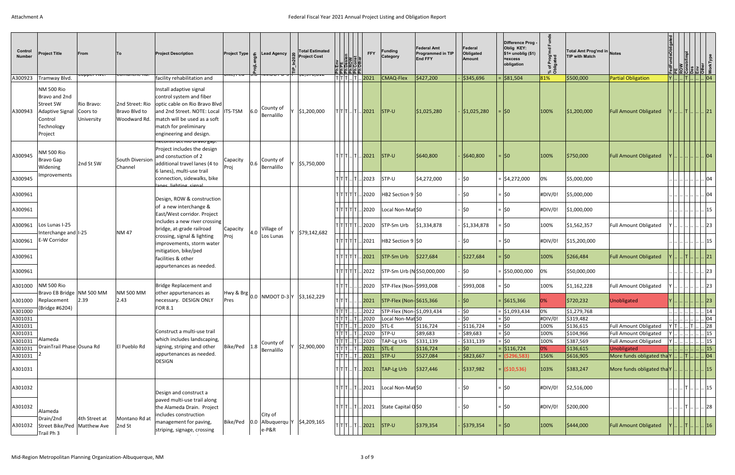| Control Number | Project Title | From | To | Project Description | Project Type | ProjLength | Lead Agency | TIP_In2020 | Total Estimated Project Cost | Ph Env | Ph PE | Ph Design | Ph ROW | Ph Const | Ph Other | FFY | Funding Category | Federal Amt Programmed in TIP End FFY | | Federal Obligated Amount | | Difference Prog - Oblig KEY: $1= unoblig ($1) =excess obligation | % of Prog'md Funds Obligated | Total Amt Prog'md in TIP with Match | Notes | FedFundsObligated | PE | ROW | ConstrImpl | Des | Env | Other | WorkType |
|---|---|---|---|---|---|---|---|---|---|---|---|---|---|---|---|---|---|---|---|---|---|---|---|---|---|---|---|---|---|---|---|---|---|
| A300923 | Tramway Blvd. | Copper Ave. | Comanche Rd. | facility rehabilitation and | Bike/Ped | 5.0 | NMDOT D-3 | Y | $2,578,812 | T | T | T | .. | T | .. | 2021 | CMAQ-Flex | $427,200 | - | $345,696 | = | $81,504 | 81% | $500,000 | Partial Obligation | Y | .. | .. | T | .. | .. | .. | 04 |
| A300943 | NM 500 Rio Bravo and 2nd Street SW Adaptive Signal Control Technology Project | Rio Bravo: Coors to University | 2nd Street: Rio Bravo Blvd to Woodward Rd. | Install adaptive signal control system and fiber optic cable on Rio Bravo Blvd and 2nd Street. NOTE: Local match will be used as a soft match for preliminary engineering and design. | ITS-TSM | 6.0 | County of Bernalillo | Y | $1,200,000 | T | T | T | .. | T | .. | 2021 | STP-U | $1,025,280 | - | $1,025,280 | = | $0 | 100% | $1,200,000 | Full Amount Obligated | Y | .. | .. | T | .. | .. | .. | 21 |
| A300945 | NM 500 Rio Bravo Gap Widening Improvements | 2nd St SW | South Diversion Channel | Reconstruct Rio Bravo gap. Project includes the design and constuction of 2 additional travel lanes (4 to 6 lanes), multi-use trail connection, sidewalks, bike lanes, lighting, signal | Capacity Proj | 0.6 | County of Bernalillo | Y | $5,750,000 | T | T | T | .. | T | .. | 2021 | STP-U | $640,800 | - | $640,800 | = | $0 | 100% | $750,000 | Full Amount Obligated | Y | .. | .. | .. | .. | .. | .. | 04 |
| A300945 | | | | | | | | | | T | T | T | .. | T | .. | 2023 | STP-U | $4,272,000 | - | $0 | = | $4,272,000 | 0% | $5,000,000 | | .. | .. | .. | .. | .. | .. | .. | 04 |
| A300961 | Los Lunas I-25 Interchange and E-W Corridor | I-25 | NM 47 | Design, ROW & construction of a new interchange & East/West corridor. Project includes a new river crossing bridge, at-grade railroad crossing, signal & lighting improvements, storm water mitigation, bike/ped facilities & other appurtenances as needed. | Capacity Proj | 4.0 | Village of Los Lunas | Y | $79,142,682 | T | T | T | T | T | .. | 2020 | HB2 Section 9 | $0 | - | $0 | = | $0 | #DIV/0! | $5,000,000 | | .. | .. | .. | .. | .. | .. | .. | 04 |
| A300961 | | | | | | | | | | T | T | T | T | T | .. | 2020 | Local Non-Mat | $0 | - | $0 | = | $0 | #DIV/0! | $1,000,000 | | .. | .. | .. | .. | .. | .. | .. | 15 |
| A300961 | | | | | | | | | | T | T | T | T | T | .. | 2020 | STP-Sm Urb | $1,334,878 | - | $1,334,878 | = | $0 | 100% | $1,562,357 | Full Amount Obligated | Y | .. | .. | .. | .. | .. | .. | 23 |
| A300961 | | | | | | | | | | T | T | T | T | T | .. | 2021 | HB2 Section 9 | $0 | - | $0 | = | $0 | #DIV/0! | $15,200,000 | | .. | .. | .. | .. | .. | .. | .. | 15 |
| A300961 | | | | | | | | | | T | T | T | T | T | .. | 2021 | STP-Sm Urb | $227,684 | - | $227,684 | = | $0 | 100% | $266,484 | Full Amount Obligated | Y | .. | .. | T | .. | .. | .. | 21 |
| A300961 | | | | | | | | | | T | T | T | T | T | .. | 2022 | STP-Sm Urb (N | $50,000,000 | - | $0 | = | $50,000,000 | 0% | $50,000,000 | | .. | .. | .. | .. | .. | .. | .. | 23 |
| A301000 | NM 500 Rio Bravo EB Bridge Replacement (Bridge #6204) | NM 500 MM 2.39 | NM 500 MM 2.43 | Bridge Replacement and other appurtenances as necessary. DESIGN ONLY FOR 8.1 | Hwy & Brg Pres | 0.0 | NMDOT D-3 | Y | $3,162,229 | T | T | T | .. | .. | .. | 2020 | STP-Flex (Non- | $993,008 | - | $993,008 | = | $0 | 100% | $1,162,228 | Full Amount Obligated | Y | .. | .. | .. | .. | .. | .. | 23 |
| A301000 | | | | | | | | | | T | T | T | .. | .. | .. | 2021 | STP-Flex (Non- | $615,366 | - | $0 | = | $615,366 | 0% | $720,232 | Unobligated | Y | .. | .. | .. | .. | .. | .. | 23 |
| A301000 | | | | | | | | | | T | T | T | .. | .. | .. | 2022 | STP-Flex (Non- | $1,093,434 | - | $0 | = | $1,093,434 | 0% | $1,279,768 | | .. | .. | .. | .. | .. | .. | .. | 14 |
| A301031 | Alameda DrainTrail Phase 2 | Osuna Rd | El Pueblo Rd | Construct a multi-use trail which includes landscaping, signing, striping and other appurtenances as needed. DESIGN | Bike/Ped | 1.8 | County of Bernalillo | Y | $2,900,000 | T | T | T | .. | T | .. | 2020 | Local Non-Mat | $0 | - | $0 | = | $0 | #DIV/0! | $319,482 | | .. | .. | .. | .. | .. | .. | .. | 04 |
| A301031 | | | | | | | | | | T | T | T | .. | T | .. | 2020 | STL-E | $116,724 | - | $116,724 | = | $0 | 100% | $136,615 | Full Amount Obligated | Y | T | .. | .. | T | .. | .. | 28 |
| A301031 | | | | | | | | | | T | T | T | .. | T | .. | 2020 | STP-U | $89,683 | - | $89,683 | = | $0 | 100% | $104,966 | Full Amount Obligated | Y | .. | .. | .. | .. | .. | .. | 15 |
| A301031 | | | | | | | | | | T | T | T | .. | T | .. | 2020 | TAP-Lg Urb | $331,139 | - | $331,139 | = | $0 | 100% | $387,569 | Full Amount Obligated | Y | .. | .. | .. | .. | .. | .. | 15 |
| A301031 | | | | | | | | | | T | T | T | .. | T | .. | 2021 | STL-E | $116,724 | - | $0 | = | $116,724 | 0% | $136,615 | Unobligated | .. | .. | .. | .. | .. | .. | .. | 15 |
| A301031 | | | | | | | | | | T | T | T | .. | T | .. | 2021 | STP-U | $527,084 | - | $823,667 | = | ($296,583) | 156% | $616,905 | More funds obligated tha | Y | .. | .. | T | .. | .. | .. | 04 |
| A301031 | | | | | | | | | | T | T | T | .. | T | .. | 2021 | TAP-Lg Urb | $327,446 | - | $337,982 | = | ($10,536) | 103% | $383,247 | More funds obligated tha | Y | .. | .. | .. | .. | .. | .. | 15 |
| A301032 | Alameda Drain/2nd Street Bike/Ped Trail Ph 3 | 4th Street at Matthew Ave | Montano Rd at 2nd St | Design and construct a paved multi-use trail along the Alameda Drain. Project includes construction management for paving, striping, signage, crossing | Bike/Ped | 0.0 | City of Albuquerque-P&R | Y | $4,209,165 | T | T | T | .. | T | .. | 2021 | Local Non-Mat | $0 | - | $0 | = | $0 | #DIV/0! | $2,516,000 | | .. | .. | .. | T | .. | .. | .. | 15 |
| A301032 | | | | | | | | | | T | T | T | .. | T | .. | 2021 | State Capital O | $0 | - | $0 | = | $0 | #DIV/0! | $200,000 | | .. | .. | .. | T | .. | .. | .. | 28 |
| A301032 | | | | | | | | | | T | T | T | .. | T | .. | 2021 | STP-U | $379,354 | - | $379,354 | = | $0 | 100% | $444,000 | Full Amount Obligated | Y | .. | .. | T | .. | .. | .. | 16 |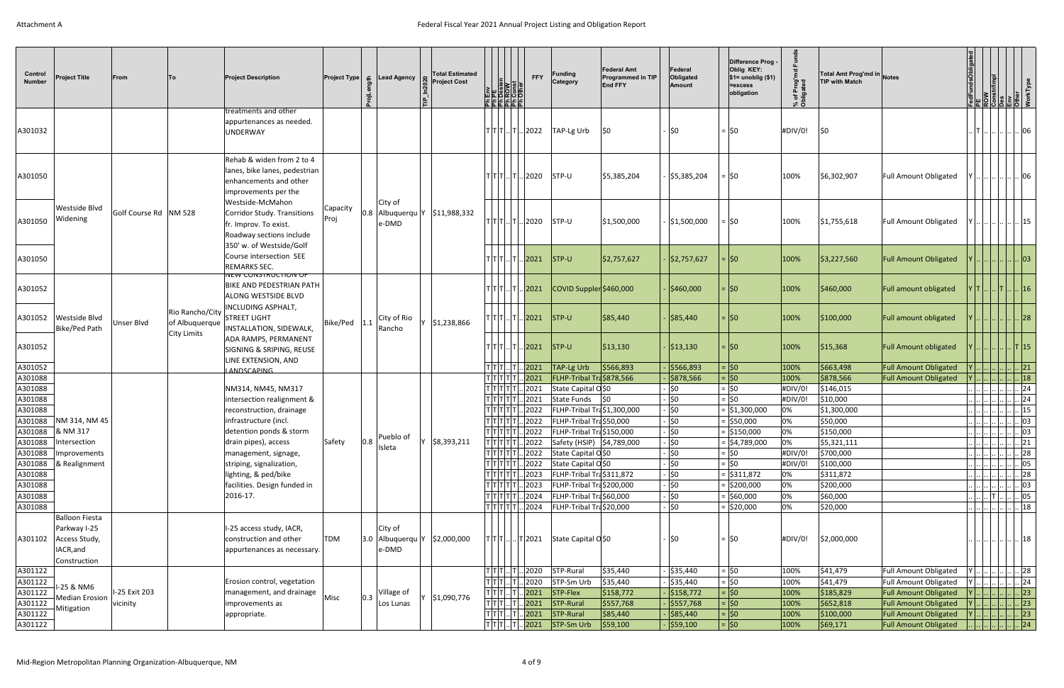| Control Number | Project Title | From | To | Project Description | Project Type | Proj_length | Lead Agency | TIP_In2020 | Total Estimated Project Cost | Ph Env | Ph PE | Ph Design | Ph ROW | Ph Const | Ph Other | FFY | Funding Category | Federal Amt Programmed in TIP End FFY | | Federal Obligated Amount | | Difference Prog - Oblig KEY: $1= unoblig ($1) =excess obligation | % of Prog'md Funds Obligated | Total Amt Prog'md in TIP with Match | Notes | FedFundsObligated | PE | ROW | ConstrImpl | Des | Env | Other | WorkType |
|---|---|---|---|---|---|---|---|---|---|---|---|---|---|---|---|---|---|---|---|---|---|---|---|---|---|---|---|---|---|---|---|---|---|
| A301032 | | | | treatments and other appurtenances as needed. UNDERWAY | | | | | | T | T | T | .. | T | .. | 2022 | TAP-Lg Urb | $0 | - | $0 | = | $0 | #DIV/0! | $0 | | .. | T | .. | .. | .. | .. | .. | 06 |
| A301050 | Westside Blvd Widening | Golf Course Rd | NM 528 | Rehab & widen from 2 to 4 lanes, bike lanes, pedestrian enhancements and other improvements per the Westside-McMahon Corridor Study. Transitions fr. Improv. To exist. Roadway sections include 350' w. of Westside/Golf Course intersection SEE REMARKS SEC. | Capacity Proj | 0.8 | City of Albuquerque-DMD | Y | $11,988,332 | T | T | T | .. | T | .. | 2020 | STP-U | $5,385,204 | - | $5,385,204 | = | $0 | 100% | $6,302,907 | Full Amount Obligated | Y | .. | .. | .. | .. | .. | .. | 06 |
| A301050 | | | | | | | | | | T | T | T | .. | T | .. | 2020 | STP-U | $1,500,000 | - | $1,500,000 | = | $0 | 100% | $1,755,618 | Full Amount Obligated | Y | .. | .. | .. | .. | .. | .. | 15 |
| A301050 | | | | | | | | | | T | T | T | .. | T | .. | 2021 | STP-U | $2,757,627 | - | $2,757,627 | = | $0 | 100% | $3,227,560 | Full Amount Obligated | Y | .. | .. | .. | .. | .. | .. | 03 |
| A301052 | Westside Blvd Bike/Ped Path | Unser Blvd | Rio Rancho/City of Albuquerque City Limits | NEW CONSTRUCTION OF BIKE AND PEDESTRIAN PATH ALONG WESTSIDE BLVD INCLUDING ASPHALT, STREET LIGHT INSTALLATION, SIDEWALK, ADA RAMPS, PERMANENT SIGNING & SRIPING, REUSE LINE EXTENSION, AND LANDSCAPING | Bike/Ped | 1.1 | City of Rio Rancho | Y | $1,238,866 | T | T | T | .. | T | .. | 2021 | COVID Supplem | $460,000 | - | $460,000 | = | $0 | 100% | $460,000 | Full amount obligated | Y | T | .. | .. | T | .. | .. | 16 |
| A301052 | | | | | | | | | | T | T | T | .. | T | .. | 2021 | STP-U | $85,440 | - | $85,440 | = | $0 | 100% | $100,000 | Full amount obligated | Y | .. | .. | .. | .. | .. | .. | 28 |
| A301052 | | | | | | | | | | T | T | T | .. | T | .. | 2021 | STP-U | $13,130 | - | $13,130 | = | $0 | 100% | $15,368 | Full amount obligated | Y | .. | .. | .. | .. | .. | T | 15 |
| A301052 | | | | | | | | | | T | T | T | .. | T | .. | 2021 | TAP-Lg Urb | $566,893 | - | $566,893 | = | $0 | 100% | $663,498 | Full Amount Obligated | Y | .. | .. | .. | .. | .. | .. | 21 |
| A301088 | NM 314, NM 45 & NM 317 Intersection Improvements & Realignment | | | NM314, NM45, NM317 intersection realignment & reconstruction, drainage infrastructure (incl. detention ponds & storm drain pipes), access management, signage, striping, signalization, lighting, & ped/bike facilities. Design funded in 2016-17. | Safety | 0.8 | Pueblo of Isleta | Y | $8,393,211 | T | T | T | T | T | .. | 2021 | FLHP-Tribal Tra | $878,566 | - | $878,566 | = | $0 | 100% | $878,566 | Full Amount Obligated | Y | .. | .. | .. | .. | .. | .. | 18 |
| A301088 | | | | | | | | | | T | T | T | T | T | .. | 2021 | State Capital O | $0 | - | $0 | = | $0 | #DIV/0! | $146,015 | | .. | .. | .. | .. | .. | .. | .. | 24 |
| A301088 | | | | | | | | | | T | T | T | T | T | .. | 2021 | State Funds | $0 | - | $0 | = | $0 | #DIV/0! | $10,000 | | .. | .. | .. | .. | .. | .. | .. | 24 |
| A301088 | | | | | | | | | | T | T | T | T | T | .. | 2022 | FLHP-Tribal Tra | $1,300,000 | - | $0 | = | $1,300,000 | 0% | $1,300,000 | | .. | .. | .. | .. | .. | .. | .. | 15 |
| A301088 | | | | | | | | | | T | T | T | T | T | .. | 2022 | FLHP-Tribal Tra | $50,000 | - | $0 | = | $50,000 | 0% | $50,000 | | .. | .. | .. | .. | .. | .. | .. | 03 |
| A301088 | | | | | | | | | | T | T | T | T | T | .. | 2022 | FLHP-Tribal Tra | $150,000 | - | $0 | = | $150,000 | 0% | $150,000 | | .. | .. | .. | .. | .. | .. | .. | 03 |
| A301088 | | | | | | | | | | T | T | T | T | T | .. | 2022 | Safety (HSIP) | $4,789,000 | - | $0 | = | $4,789,000 | 0% | $5,321,111 | | .. | .. | .. | .. | .. | .. | .. | 21 |
| A301088 | | | | | | | | | | T | T | T | T | T | .. | 2022 | State Capital O | $0 | - | $0 | = | $0 | #DIV/0! | $700,000 | | .. | .. | .. | .. | .. | .. | .. | 28 |
| A301088 | | | | | | | | | | T | T | T | T | T | .. | 2022 | State Capital O | $0 | - | $0 | = | $0 | #DIV/0! | $100,000 | | .. | .. | .. | .. | .. | .. | .. | 05 |
| A301088 | | | | | | | | | | T | T | T | T | T | .. | 2023 | FLHP-Tribal Tra | $311,872 | - | $0 | = | $311,872 | 0% | $311,872 | | .. | .. | .. | .. | .. | .. | .. | 28 |
| A301088 | | | | | | | | | | T | T | T | T | T | .. | 2023 | FLHP-Tribal Tra | $200,000 | - | $0 | = | $200,000 | 0% | $200,000 | | .. | .. | .. | .. | .. | .. | .. | 03 |
| A301088 | | | | | | | | | | T | T | T | T | T | .. | 2024 | FLHP-Tribal Tra | $60,000 | - | $0 | = | $60,000 | 0% | $60,000 | | .. | .. | .. | T | .. | .. | .. | 05 |
| A301088 | | | | | | | | | | T | T | T | T | T | .. | 2024 | FLHP-Tribal Tra | $20,000 | - | $0 | = | $20,000 | 0% | $20,000 | | .. | .. | .. | .. | .. | .. | .. | 18 |
| A301102 | Balloon Fiesta Parkway I-25 Access Study, IACR,and Construction | | | I-25 access study, IACR, construction and other appurtenances as necessary. | TDM | 3.0 | City of Albuquerque-DMD | Y | $2,000,000 | T | T | T | .. | .. | T | 2021 | State Capital O | $0 | - | $0 | = | $0 | #DIV/0! | $2,000,000 | | .. | .. | .. | .. | .. | .. | .. | 18 |
| A301122 | I-25 & NM6 Median Erosion Mitigation | I-25 Exit 203 vicinity | | Erosion control, vegetation management, and drainage improvements as appropriate. | Misc | 0.3 | Village of Los Lunas | Y | $1,090,776 | T | T | T | .. | T | .. | 2020 | STP-Rural | $35,440 | - | $35,440 | = | $0 | 100% | $41,479 | Full Amount Obligated | Y | .. | .. | .. | .. | .. | .. | 28 |
| A301122 | | | | | | | | | | T | T | T | .. | T | .. | 2020 | STP-Sm Urb | $35,440 | - | $35,440 | = | $0 | 100% | $41,479 | Full Amount Obligated | Y | .. | .. | .. | .. | .. | .. | 24 |
| A301122 | | | | | | | | | | T | T | T | .. | T | .. | 2021 | STP-Flex | $158,772 | - | $158,772 | = | $0 | 100% | $185,829 | Full Amount Obligated | Y | .. | .. | .. | .. | .. | .. | 23 |
| A301122 | | | | | | | | | | T | T | T | .. | T | .. | 2021 | STP-Rural | $557,768 | - | $557,768 | = | $0 | 100% | $652,818 | Full Amount Obligated | Y | .. | .. | .. | .. | .. | .. | 23 |
| A301122 | | | | | | | | | | T | T | T | .. | T | .. | 2021 | STP-Rural | $85,440 | - | $85,440 | = | $0 | 100% | $100,000 | Full Amount Obligated | Y | .. | .. | .. | .. | .. | .. | 23 |
| A301122 | | | | | | | | | | T | T | T | .. | T | .. | 2021 | STP-Sm Urb | $59,100 | - | $59,100 | = | $0 | 100% | $69,171 | Full Amount Obligated | .. | .. | .. | .. | .. | .. | .. | 24 |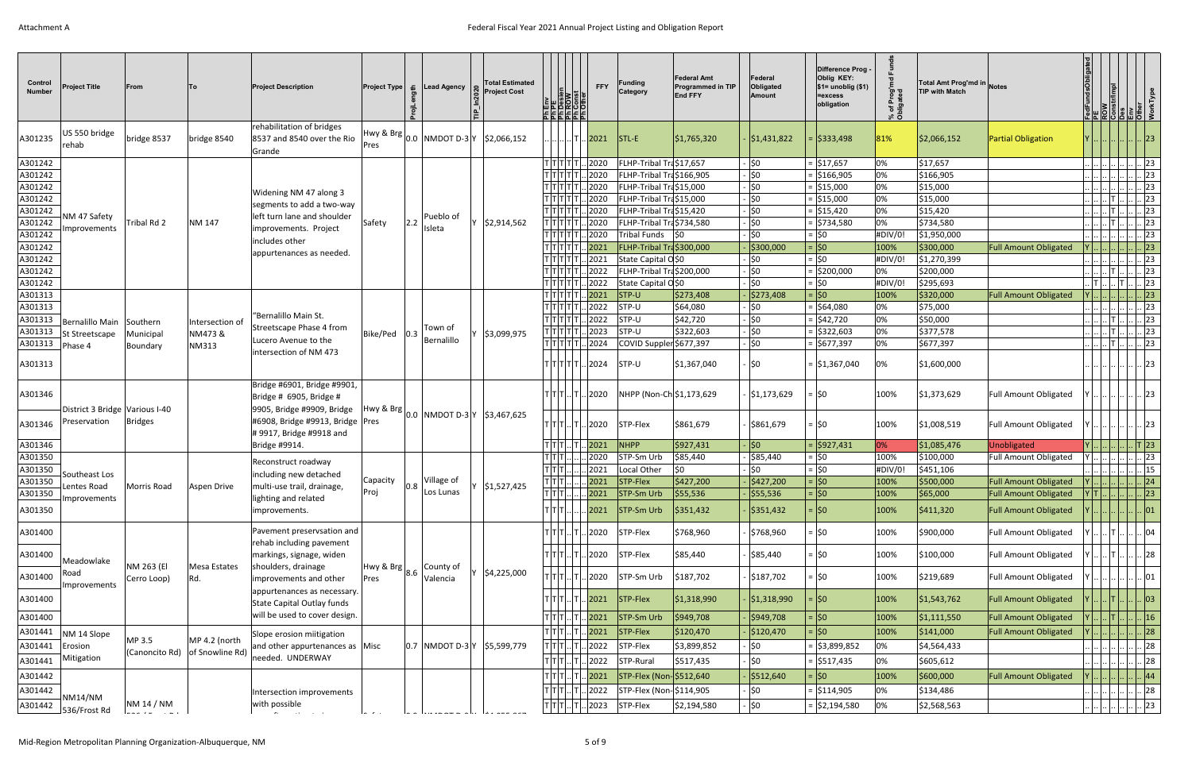| Control Number | Project Title | From | To | Project Description | Project Type | ProjLength | Lead Agency | TIP_In2020 | Total Estimated Project Cost | Ph Env | Ph PE | Ph Design | Ph ROW | Ph Const | Ph Other | FFY | Funding Category | Federal Amt Programmed in TIP End FFY | | Federal Obligated Amount | | Difference Prog - Oblig KEY: $1= unoblig ($1) =excess obligation | % of Prog'md Funds Obligated | Total Amt Prog'md in TIP with Match | Notes | FedFundsObligated | PE | ROW | ConstrImpl | Des | Env | Other | WorkType |
|---|---|---|---|---|---|---|---|---|---|---|---|---|---|---|---|---|---|---|---|---|---|---|---|---|---|---|---|---|---|---|---|---|---|
| A301235 | US 550 bridge rehab | bridge 8537 | bridge 8540 | rehabilitation of bridges 8537 and 8540 over the Rio Grande | Hwy & Brg Pres | 0.0 | NMDOT D-3 | Y | $2,066,152 | .. | .. | .. | .. | T | .. | 2021 | STL-E | $1,765,320 | - | $1,431,822 | = | $333,498 | 81% | $2,066,152 | Partial Obligation | Y | .. | .. | .. | .. | .. | .. | 23 |
| A301242 | NM 47 Safety Improvements | Tribal Rd 2 | NM 147 | Widening NM 47 along 3 segments to add a two-way left turn lane and shoulder improvements. Project includes other appurtenances as needed. | Safety | 2.2 | Pueblo of Isleta | Y | $2,914,562 | T | T | T | T | T | .. | 2020 | FLHP-Tribal Tra | $17,657 | - | $0 | = | $17,657 | 0% | $17,657 | | .. | .. | .. | .. | .. | .. | .. | 23 |
| A301242 | | | | | | | | | | T | T | T | T | T | .. | 2020 | FLHP-Tribal Tra | $166,905 | - | $0 | = | $166,905 | 0% | $166,905 | | .. | .. | .. | .. | .. | .. | .. | 23 |
| A301242 | | | | | | | | | | T | T | T | T | T | .. | 2020 | FLHP-Tribal Tra | $15,000 | - | $0 | = | $15,000 | 0% | $15,000 | | .. | .. | .. | .. | .. | .. | .. | 23 |
| A301242 | | | | | | | | | | T | T | T | T | T | .. | 2020 | FLHP-Tribal Tra | $15,000 | - | $0 | = | $15,000 | 0% | $15,000 | | .. | .. | .. | T | .. | .. | .. | 23 |
| A301242 | | | | | | | | | | T | T | T | T | T | .. | 2020 | FLHP-Tribal Tra | $15,420 | - | $0 | = | $15,420 | 0% | $15,420 | | .. | .. | .. | T | .. | .. | .. | 23 |
| A301242 | | | | | | | | | | T | T | T | T | T | .. | 2020 | FLHP-Tribal Tra | $734,580 | - | $0 | = | $734,580 | 0% | $734,580 | | .. | .. | .. | T | .. | .. | .. | 23 |
| A301242 | | | | | | | | | | T | T | T | T | T | .. | 2020 | Tribal Funds | $0 | - | $0 | = | $0 | #DIV/0! | $1,950,000 | | .. | .. | .. | .. | .. | .. | .. | 23 |
| A301242 | | | | | | | | | | T | T | T | T | T | .. | 2021 | FLHP-Tribal Tra | $300,000 | - | $300,000 | = | $0 | 100% | $300,000 | Full Amount Obligated | Y | .. | .. | .. | .. | .. | .. | 23 |
| A301242 | | | | | | | | | | T | T | T | T | T | .. | 2021 | State Capital O | $0 | - | $0 | = | $0 | #DIV/0! | $1,270,399 | | .. | .. | .. | .. | .. | .. | .. | 23 |
| A301242 | | | | | | | | | | T | T | T | T | T | .. | 2022 | FLHP-Tribal Tra | $200,000 | - | $0 | = | $200,000 | 0% | $200,000 | | .. | .. | .. | T | .. | .. | .. | 23 |
| A301242 | | | | | | | | | | T | T | T | T | T | .. | 2022 | State Capital O | $0 | - | $0 | = | $0 | #DIV/0! | $295,693 | | .. | T | .. | .. | T | .. | .. | 23 |
| A301313 | Bernalillo Main St Streetscape Phase 4 | Southern Municipal Boundary | Intersection of NM473 & NM313 | "Bernalillo Main St. Streetscape Phase 4 from Lucero Avenue to the intersection of NM 473 | Bike/Ped | 0.3 | Town of Bernalillo | Y | $3,099,975 | T | T | T | T | T | .. | 2021 | STP-U | $273,408 | - | $273,408 | = | $0 | 100% | $320,000 | Full Amount Obligated | Y | .. | .. | .. | .. | .. | .. | 23 |
| A301313 | | | | | | | | | | T | T | T | T | T | .. | 2022 | STP-U | $64,080 | - | $0 | = | $64,080 | 0% | $75,000 | | .. | .. | .. | .. | .. | .. | .. | 23 |
| A301313 | | | | | | | | | | T | T | T | T | T | .. | 2022 | STP-U | $42,720 | - | $0 | = | $42,720 | 0% | $50,000 | | .. | .. | .. | T | .. | .. | .. | 23 |
| A301313 | | | | | | | | | | T | T | T | T | T | .. | 2023 | STP-U | $322,603 | - | $0 | = | $322,603 | 0% | $377,578 | | .. | .. | .. | T | .. | .. | .. | 23 |
| A301313 | | | | | | | | | | T | T | T | T | T | .. | 2024 | COVID Suppler | $677,397 | - | $0 | = | $677,397 | 0% | $677,397 | | .. | .. | .. | T | .. | .. | .. | 23 |
| A301313 | | | | | | | | | | T | T | T | T | T | .. | 2024 | STP-U | $1,367,040 | - | $0 | = | $1,367,040 | 0% | $1,600,000 | | .. | .. | .. | .. | .. | .. | .. | 23 |
| A301346 | District 3 Bridge Preservation | Various I-40 Bridges | | Bridge #6901, Bridge #9901, Bridge # 6905, Bridge # 9905, Bridge #9909, Bridge #6908, Bridge #9913, Bridge # 9917, Bridge #9918 and Bridge #9914. | Hwy & Brg Pres | 0.0 | NMDOT D-3 | Y | $3,467,625 | T | T | .. | .. | T | .. | 2020 | NHPP (Non-Ch | $1,173,629 | - | $1,173,629 | = | $0 | 100% | $1,373,629 | Full Amount Obligated | Y | .. | .. | .. | .. | .. | .. | 23 |
| A301346 | | | | | | | | | | T | T | .. | .. | T | .. | 2020 | STP-Flex | $861,679 | - | $861,679 | = | $0 | 100% | $1,008,519 | Full Amount Obligated | Y | .. | .. | .. | .. | .. | .. | 23 |
| A301346 | | | | | | | | | | T | T | .. | .. | T | .. | 2021 | NHPP | $927,431 | - | $0 | = | $927,431 | 0% | $1,085,476 | Unobligated | Y | .. | .. | .. | .. | .. | T | 23 |
| A301350 | Southeast Los Lentes Road Improvements | Morris Road | Aspen Drive | Reconstruct roadway including new detached multi-use trail, drainage, lighting and related improvements. | Capacity Proj | 0.8 | Village of Los Lunas | Y | $1,527,425 | T | T | T | .. | .. | .. | 2020 | STP-Sm Urb | $85,440 | - | $85,440 | = | $0 | 100% | $100,000 | Full Amount Obligated | Y | .. | .. | .. | .. | .. | .. | 23 |
| A301350 | | | | | | | | | | T | T | T | .. | .. | .. | 2021 | Local Other | $0 | - | $0 | = | $0 | #DIV/0! | $451,106 | | .. | .. | .. | .. | .. | .. | .. | 15 |
| A301350 | | | | | | | | | | T | T | T | .. | .. | .. | 2021 | STP-Flex | $427,200 | - | $427,200 | = | $0 | 100% | $500,000 | Full Amount Obligated | Y | .. | .. | .. | .. | .. | .. | 24 |
| A301350 | | | | | | | | | | T | T | T | .. | .. | .. | 2021 | STP-Sm Urb | $55,536 | - | $55,536 | = | $0 | 100% | $65,000 | Full Amount Obligated | Y | T | .. | .. | .. | .. | .. | 23 |
| A301350 | | | | | | | | | | T | T | T | .. | .. | .. | 2021 | STP-Sm Urb | $351,432 | - | $351,432 | = | $0 | 100% | $411,320 | Full Amount Obligated | Y | .. | .. | .. | .. | .. | .. | 01 |
| A301400 | Meadowlake Road Improvements | NM 263 (El Cerro Loop) | Mesa Estates Rd. | Pavement preservsation and rehab including pavement markings, signage, widen shoulders, drainage improvements and other appurtenances as necessary. State Capital Outlay funds will be used to cover design. | Hwy & Brg Pres | 8.6 | County of Valencia | Y | $4,225,000 | T | T | .. | .. | T | .. | 2020 | STP-Flex | $768,960 | - | $768,960 | = | $0 | 100% | $900,000 | Full Amount Obligated | Y | .. | .. | T | .. | .. | .. | 04 |
| A301400 | | | | | | | | | | T | T | .. | .. | T | .. | 2020 | STP-Flex | $85,440 | - | $85,440 | = | $0 | 100% | $100,000 | Full Amount Obligated | Y | .. | .. | T | .. | .. | .. | 28 |
| A301400 | | | | | | | | | | T | T | .. | .. | T | .. | 2020 | STP-Sm Urb | $187,702 | - | $187,702 | = | $0 | 100% | $219,689 | Full Amount Obligated | Y | .. | .. | .. | .. | .. | .. | 01 |
| A301400 | | | | | | | | | | T | T | .. | .. | T | .. | 2021 | STP-Flex | $1,318,990 | - | $1,318,990 | = | $0 | 100% | $1,543,762 | Full Amount Obligated | Y | .. | .. | T | .. | .. | .. | 03 |
| A301400 | | | | | | | | | | T | T | .. | .. | T | .. | 2021 | STP-Sm Urb | $949,708 | - | $949,708 | = | $0 | 100% | $1,111,550 | Full Amount Obligated | Y | .. | .. | T | .. | .. | .. | 16 |
| A301441 | NM 14 Slope Erosion Mitigation | MP 3.5 (Canoncito Rd) | MP 4.2 (north of Snowline Rd) | Slope erosion miitigation and other appurtenances as needed. UNDERWAY | Misc | 0.7 | NMDOT D-3 | Y | $5,599,779 | T | T | .. | .. | T | .. | 2021 | STP-Flex | $120,470 | - | $120,470 | = | $0 | 100% | $141,000 | Full Amount Obligated | Y | .. | .. | .. | .. | .. | .. | 28 |
| A301441 | | | | | | | | | | T | T | .. | .. | T | .. | 2022 | STP-Flex | $3,899,852 | - | $0 | = | $3,899,852 | 0% | $4,564,433 | | .. | .. | .. | .. | .. | .. | .. | 28 |
| A301441 | | | | | | | | | | T | T | .. | .. | T | .. | 2022 | STP-Rural | $517,435 | - | $0 | = | $517,435 | 0% | $605,612 | | .. | .. | .. | .. | .. | .. | .. | 28 |
| A301442 | NM14/NM 536/Frost Rd | NM 14 / NM | | Intersection improvements with possible | | | | | | T | T | .. | .. | T | .. | 2021 | STP-Flex (Non- | $512,640 | - | $512,640 | = | $0 | 100% | $600,000 | Full Amount Obligated | Y | .. | .. | .. | .. | .. | .. | 44 |
| A301442 | | | | | | | | | | T | T | .. | .. | T | .. | 2022 | STP-Flex (Non- | $114,905 | - | $0 | = | $114,905 | 0% | $134,486 | | .. | .. | .. | .. | .. | .. | .. | 28 |
| A301442 | | | | | | | | | | T | T | .. | .. | T | .. | 2023 | STP-Flex | $2,194,580 | - | $0 | = | $2,194,580 | 0% | $2,568,563 | | .. | .. | .. | .. | .. | .. | .. | 23 |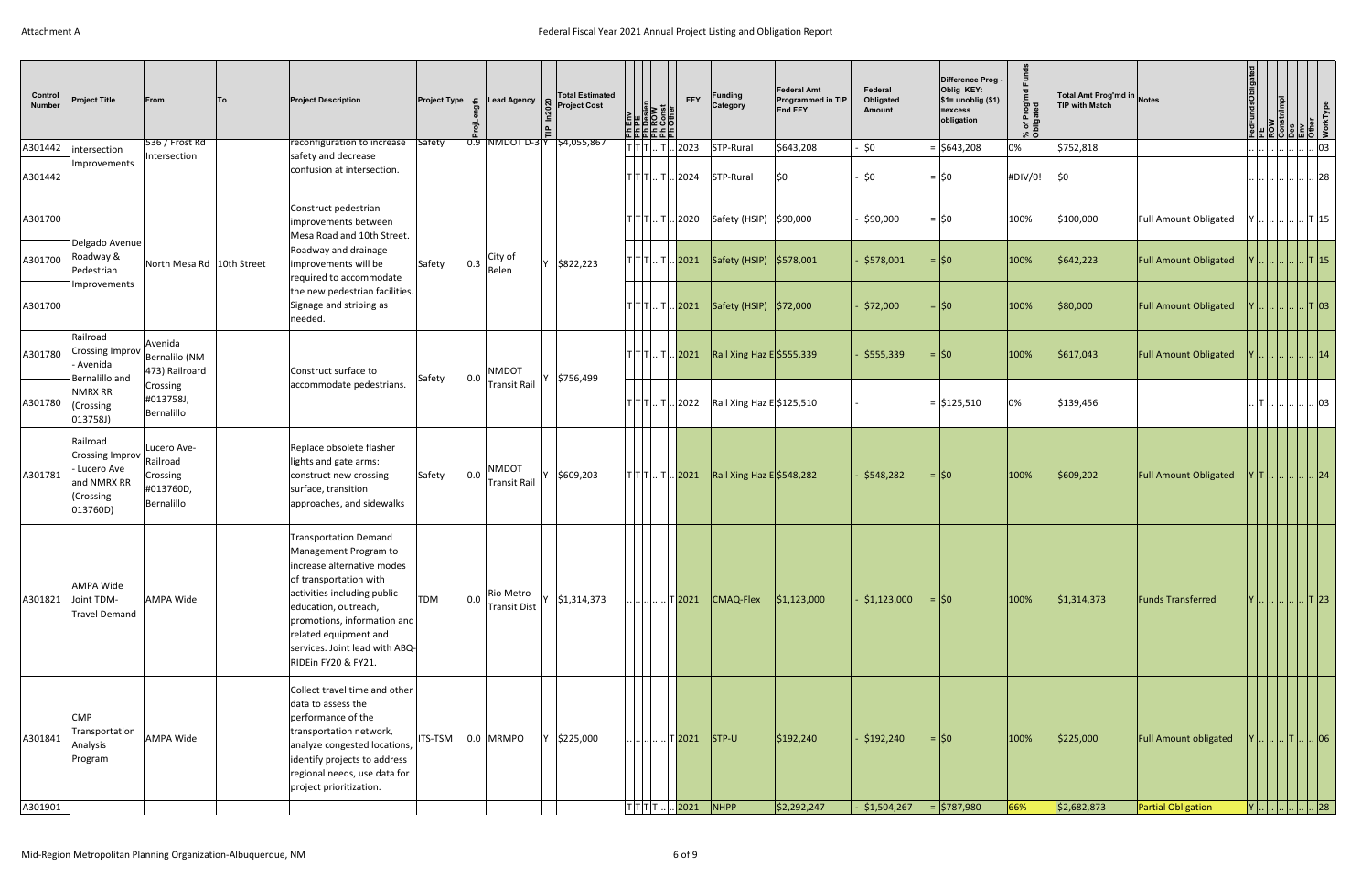| Control Number | Project Title | From | To | Project Description | Project Type | ProjLength | Lead Agency | TIP_In2020 | Total Estimated Project Cost | Ph Env | Ph PE | Ph Design | Ph ROW | Ph Const | Ph Other | FFY | Funding Category | Federal Amt Programmed in TIP End FFY | | Federal Obligated Amount | | Difference Prog - Oblig KEY: $1= unoblig ($1) =excess obligation | % of Prog'md Funds Obligated | Total Amt Prog'md in TIP with Match | Notes | FedFundsObligated | PE | ROW | Constr/Impl | Des | Env | Other | WorkType |
|---|---|---|---|---|---|---|---|---|---|---|---|---|---|---|---|---|---|---|---|---|---|---|---|---|---|---|---|---|---|---|---|---|---|
| A301442 | intersection Improvements | 536 / Frost Rd Intersection | | reconfiguration to increase safety and decrease confusion at intersection. | Safety | 0.9 | NMDOT D-3 | Y | $4,055,867 | T | T | T | .. | T | .. | 2023 | STP-Rural | $643,208 | - | $0 | = | $643,208 | 0% | $752,818 | | .. | .. | .. | .. | .. | .. | .. | 03 |
| A301442 | | | | | | | | | | T | T | T | .. | T | .. | 2024 | STP-Rural | $0 | - | $0 | = | $0 | #DIV/0! | $0 | | .. | .. | .. | .. | .. | .. | .. | 28 |
| A301700 | Delgado Avenue Roadway & Pedestrian Improvements | North Mesa Rd | 10th Street | Construct pedestrian improvements between Mesa Road and 10th Street. Roadway and drainage improvements will be required to accommodate the new pedestrian facilities. Signage and striping as needed. | Safety | 0.3 | City of Belen | Y | $822,223 | T | T | T | .. | T | .. | 2020 | Safety (HSIP) | $90,000 | - | $90,000 | = | $0 | 100% | $100,000 | Full Amount Obligated | Y | .. | .. | .. | .. | .. | T | 15 |
| A301700 | | | | | | | | | | T | T | T | .. | T | .. | 2021 | Safety (HSIP) | $578,001 | - | $578,001 | = | $0 | 100% | $642,223 | Full Amount Obligated | Y | .. | .. | .. | .. | .. | T | 15 |
| A301700 | | | | | | | | | | T | T | T | .. | T | .. | 2021 | Safety (HSIP) | $72,000 | - | $72,000 | = | $0 | 100% | $80,000 | Full Amount Obligated | Y | .. | .. | .. | .. | .. | T | 03 |
| A301780 | Railroad Crossing Improv - Avenida Bernalillo and NMRX RR (Crossing 013758J) | Avenida Bernalillo (NM 473) Railroad Crossing #013758J, Bernalillo | | Construct surface to accommodate pedestrians. | Safety | 0.0 | NMDOT Transit Rail | Y | $756,499 | T | T | T | .. | T | .. | 2021 | Rail Xing Haz E | $555,339 | - | $555,339 | = | $0 | 100% | $617,043 | Full Amount Obligated | Y | .. | .. | .. | .. | .. | .. | 14 |
| A301780 | | | | | | | | | | T | T | T | .. | T | .. | 2022 | Rail Xing Haz E | $125,510 | - | | = | $125,510 | 0% | $139,456 | | .. | T | .. | .. | .. | .. | .. | 03 |
| A301781 | Railroad Crossing Improv - Lucero Ave and NMRX RR (Crossing 013760D) | Lucero Ave- Railroad Crossing #013760D, Bernalillo | | Replace obsolete flasher lights and gate arms: construct new crossing surface, transition approaches, and sidewalks | Safety | 0.0 | NMDOT Transit Rail | Y | $609,203 | T | T | T | .. | T | .. | 2021 | Rail Xing Haz E | $548,282 | - | $548,282 | = | $0 | 100% | $609,202 | Full Amount Obligated | Y | T | .. | .. | .. | .. | .. | 24 |
| A301821 | AMPA Wide Joint TDM-Travel Demand | AMPA Wide | | Transportation Demand Management Program to increase alternative modes of transportation with activities including public education, outreach, promotions, information and related equipment and services. Joint lead with ABQ-RIDEin FY20 & FY21. | TDM | 0.0 | Rio Metro Transit Dist | Y | $1,314,373 | .. | .. | .. | .. | .. | T | 2021 | CMAQ-Flex | $1,123,000 | - | $1,123,000 | = | $0 | 100% | $1,314,373 | Funds Transferred | Y | .. | .. | .. | .. | .. | T | 23 |
| A301841 | CMP Transportation Analysis Program | AMPA Wide | | Collect travel time and other data to assess the performance of the transportation network, analyze congested locations, identify projects to address regional needs, use data for project prioritization. | ITS-TSM | 0.0 | MRMPO | Y | $225,000 | .. | .. | .. | .. | .. | T | 2021 | STP-U | $192,240 | - | $192,240 | = | $0 | 100% | $225,000 | Full Amount obligated | Y | .. | .. | .. | T | .. | .. | 06 |
| A301901 | | | | | | | | | | T | T | T | T | .. | .. | 2021 | NHPP | $2,292,247 | - | $1,504,267 | = | $787,980 | 66% | $2,682,873 | Partial Obligation | Y | .. | .. | .. | .. | .. | .. | 28 |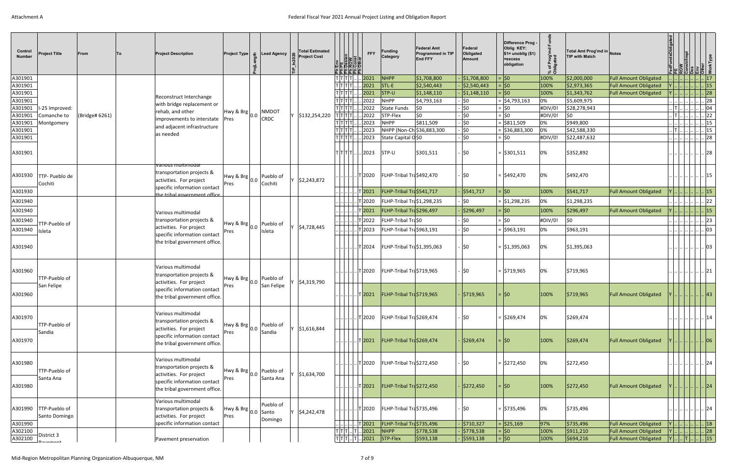| Control Number | Project Title | From | To | Project Description | Project Type | Proj Length | Lead Agency | TIP_In2020 | Total Estimated Project Cost | Ph Env | Ph PE | Ph Design | Ph ROW | Ph Const | Ph Other | FFY | Funding Category | Federal Amt Programmed in TIP End FFY | Federal Obligated Amount | Difference Prog - Oblig KEY: $1= unoblig ($1) =excess obligation | % of Prog'md Funds Obligated | Total Amt Prog'md in TIP with Match | Notes | FedFundsObligated | PE | ROW | ConstrImpl | Des | Env | Other | WorkType |
|---|---|---|---|---|---|---|---|---|---|---|---|---|---|---|---|---|---|---|---|---|---|---|---|---|---|---|---|---|---|---|---|
| A301901 | I-25 Improved: Comanche to Montgomery | (Bridge# 6261) | | Reconstruct Interchange with bridge replacement or rehab, and other improvements to interstate and adjacent infrastructure as needed | Hwy & Brg Pres | 0.0 | NMDOT CRDC | Y | $132,254,220 | T | T | T | T | .. | .. | 2021 | NHPP | $1,708,800 | - $1,708,800 | = $0 | 100% | $2,000,000 | Full Amount Obligated | .. | .. | .. | .. | .. | .. | .. | 17 |
| A301901 | | | | | | | | | | T | T | T | T | .. | .. | 2021 | STL-E | $2,540,443 | - $2,540,443 | = $0 | 100% | $2,973,365 | Full Amount Obligated | Y | .. | .. | .. | .. | .. | .. | 15 |
| A301901 | | | | | | | | | | T | T | T | T | .. | .. | 2021 | STP-U | $1,148,110 | - $1,148,110 | = $0 | 100% | $1,343,762 | Full Amount Obligated | Y | .. | .. | .. | .. | .. | .. | 28 |
| A301901 | | | | | | | | | | T | T | T | T | .. | .. | 2022 | NHPP | $4,793,163 | - $0 | = $4,793,163 | 0% | $5,609,975 | | .. | .. | .. | .. | .. | .. | .. | 28 |
| A301901 | | | | | | | | | | T | T | T | T | .. | .. | 2022 | State Funds | $0 | - $0 | = $0 | #DIV/0! | $28,278,943 | | .. | T | .. | .. | .. | .. | .. | 04 |
| A301901 | | | | | | | | | | T | T | T | T | .. | .. | 2022 | STP-Flex | $0 | - $0 | = $0 | #DIV/0! | $0 | | .. | T | .. | .. | .. | .. | .. | 22 |
| A301901 | | | | | | | | | | T | T | T | T | .. | .. | 2023 | NHPP | $811,509 | - $0 | = $811,509 | 0% | $949,800 | | .. | .. | .. | .. | .. | .. | .. | 15 |
| A301901 | | | | | | | | | | T | T | T | T | .. | .. | 2023 | NHPP (Non-Ch | $36,883,300 | - $0 | = $36,883,300 | 0% | $42,588,330 | | .. | T | .. | .. | .. | .. | .. | 15 |
| A301901 | | | | | | | | | | T | T | T | T | .. | .. | 2023 | State Capital O | $0 | - $0 | = $0 | #DIV/0! | $22,487,632 | | .. | .. | .. | .. | .. | .. | .. | 28 |
| A301901 | | | | | | | | | | T | T | T | T | .. | .. | 2023 | STP-U | $301,511 | - $0 | = $301,511 | 0% | $352,892 | | .. | .. | .. | .. | .. | .. | .. | 28 |
| A301930 | TTP- Pueblo de Cochiti | | | Various multimodal transportation projects & activities. For project specific information contact the tribal government office | Hwy & Brg Pres | 0.0 | Pueblo of Cochiti | Y | $2,243,872 | .. | .. | .. | .. | .. | T | 2020 | FLHP-Tribal Tra | $492,470 | - $0 | = $492,470 | 0% | $492,470 | | .. | .. | .. | .. | .. | .. | .. | 15 |
| A301930 | | | | | | | | | | .. | .. | .. | .. | .. | T | 2021 | FLHP-Tribal Tra | $541,717 | - $541,717 | = $0 | 100% | $541,717 | Full Amount Obligated | Y | .. | .. | .. | .. | .. | .. | 15 |
| A301940 | TTP-Pueblo of Isleta | | | Various multimodal transportation projects & activities. For project specific information contact the tribal government office. | Hwy & Brg Pres | 0.0 | Pueblo of Isleta | Y | $4,728,445 | .. | .. | .. | .. | .. | T | 2020 | FLHP-Tribal Tra | $1,298,235 | - $0 | = $1,298,235 | 0% | $1,298,235 | | .. | .. | .. | .. | .. | .. | .. | 22 |
| A301940 | | | | | | | | | | .. | .. | .. | .. | .. | T | 2021 | FLHP-Tribal Tra | $296,497 | - $296,497 | = $0 | 100% | $296,497 | Full Amount Obligated | Y | .. | .. | .. | .. | .. | .. | 15 |
| A301940 | | | | | | | | | | .. | .. | .. | .. | .. | T | 2022 | FLHP-Tribal Tra | $0 | - $0 | = $0 | #DIV/0! | $0 | | .. | .. | .. | .. | .. | .. | .. | 23 |
| A301940 | | | | | | | | | | .. | .. | .. | .. | .. | T | 2023 | FLHP-Tribal Tra | $963,191 | - $0 | = $963,191 | 0% | $963,191 | | .. | .. | .. | .. | .. | .. | .. | 03 |
| A301940 | | | | | | | | | | .. | .. | .. | .. | .. | T | 2024 | FLHP-Tribal Tra | $1,395,063 | - $0 | = $1,395,063 | 0% | $1,395,063 | | .. | .. | .. | .. | .. | .. | .. | 03 |
| A301960 | TTP-Pueblo of San Felipe | | | Various multimodal transportation projects & activities. For project specific information contact the tribal government office. | Hwy & Brg Pres | 0.0 | Pueblo of San Felipe | Y | $4,319,790 | .. | .. | .. | .. | .. | T | 2020 | FLHP-Tribal Tra | $719,965 | - $0 | = $719,965 | 0% | $719,965 | | .. | .. | .. | .. | .. | .. | .. | 21 |
| A301960 | | | | | | | | | | .. | .. | .. | .. | .. | T | 2021 | FLHP-Tribal Tra | $719,965 | - $719,965 | = $0 | 100% | $719,965 | Full Amount Obligated | Y | .. | .. | .. | .. | .. | .. | 43 |
| A301970 | TTP-Pueblo of Sandia | | | Various multimodal transportation projects & activities. For project specific information contact the tribal government office. | Hwy & Brg Pres | 0.0 | Pueblo of Sandia | Y | $1,616,844 | .. | .. | .. | .. | .. | T | 2020 | FLHP-Tribal Tra | $269,474 | - $0 | = $269,474 | 0% | $269,474 | | .. | .. | .. | .. | .. | .. | .. | 14 |
| A301970 | | | | | | | | | | .. | .. | .. | .. | .. | T | 2021 | FLHP-Tribal Tra | $269,474 | - $269,474 | = $0 | 100% | $269,474 | Full Amount Obligated | Y | .. | .. | .. | .. | .. | .. | 06 |
| A301980 | TTP-Pueblo of Santa Ana | | | Various multimodal transportation projects & activities. For project specific information contact the tribal government office. | Hwy & Brg Pres | 0.0 | Pueblo of Santa Ana | Y | $1,634,700 | .. | .. | .. | .. | .. | T | 2020 | FLHP-Tribal Tra | $272,450 | - $0 | = $272,450 | 0% | $272,450 | | .. | .. | .. | .. | .. | .. | .. | 24 |
| A301980 | | | | | | | | | | .. | .. | .. | .. | .. | T | 2021 | FLHP-Tribal Tra | $272,450 | - $272,450 | = $0 | 100% | $272,450 | Full Amount Obligated | Y | .. | .. | .. | .. | .. | .. | 24 |
| A301990 | TTP-Pueblo of Santo Domingo | | | Various multimodal transportation projects & activities. For project specific information contact | Hwy & Brg Pres | 0.0 | Pueblo of Santo Domingo | Y | $4,242,478 | .. | .. | .. | .. | .. | T | 2020 | FLHP-Tribal Tra | $735,496 | - $0 | = $735,496 | 0% | $735,496 | | .. | .. | .. | .. | .. | .. | .. | 24 |
| A301990 | | | | | | | | | | .. | .. | .. | .. | .. | T | 2021 | FLHP-Tribal Tra | $735,496 | - $710,327 | = $25,169 | 97% | $735,496 | Full Amount Obligated | Y | .. | .. | .. | .. | .. | .. | 18 |
| A302100 | District 3 Pavement | | | Pavement preservation | | | | | | T | T | T | .. | T | .. | 2021 | NHPP | $778,538 | - $778,538 | = $0 | 100% | $911,210 | Full Amount Obligated | Y | .. | .. | .. | .. | .. | .. | 28 |
| A302100 | | | | | | | | | | T | T | T | .. | T | .. | 2021 | STP-Flex | $593,138 | - $593,138 | = $0 | 100% | $694,216 | Full Amount Obligated | Y | .. | .. | T | .. | .. | .. | 15 |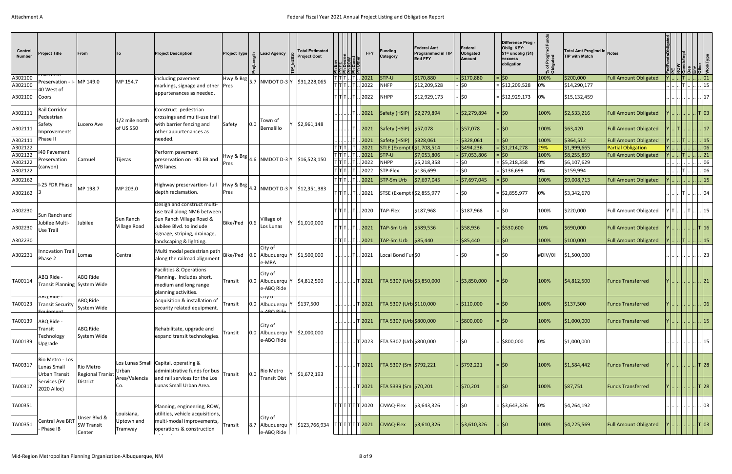Attachment A

Federal Fiscal Year 2021 Annual Project Listing and Obligation Report

| Control Number | Project Title | From | To | Project Description | Project Type | ProjLength | Lead Agency | TIP_In2020 | Total Estimated Project Cost | Ph Env | Ph PE | Ph Design | Ph ROW | Ph Const | Ph Other | FFY | Funding Category | Federal Amt Programmed in TIP End FFY | | Federal Obligated Amount | | Difference Prog - Oblig KEY: $1= unoblig ($1) =excess obligation | % of Prog'md Funds Obligated | Total Amt Prog'md in TIP with Match | Notes | FedFundsObligated | PE | ROW | ConstrImpl | Des | Env | Other | WorkType |
|---|---|---|---|---|---|---|---|---|---|---|---|---|---|---|---|---|---|---|---|---|---|---|---|---|---|---|---|---|---|---|---|---|---|
| A302100 | Pavement Preservation - I-40 West of Coors | MP 149.0 | MP 154.7 | including pavement markings, signage and other appurtenances as needed. | Hwy & Brg Pres | 5.7 | NMDOT D-3 | Y | $31,228,065 | T | T | T | .. | T | .. | 2021 | STP-U | $170,880 | - | $170,880 | = | $0 | 100% | $200,000 | Full Amount Obligated | Y | .. | .. | T | .. | .. | .. | 01 |
| A302100 | | | | | | | | | | T | T | T | .. | T | .. | 2022 | NHFP | $12,209,528 | - | $0 | = | $12,209,528 | 0% | $14,290,177 | | .. | .. | .. | T | .. | .. | .. | 15 |
| A302100 | | | | | | | | | | T | T | T | .. | T | .. | 2022 | NHPP | $12,929,173 | - | $0 | = | $12,929,173 | 0% | $15,132,459 | | .. | .. | .. | .. | .. | .. | .. | 17 |
| A302111 | Rail Corridor Pedestrian Safety Improvements Phase II | Lucero Ave | 1/2 mile north of US 550 | Construct pedestrian crossings and multi-use trail with barrier fencing and other appurtenances as needed. | Safety | 0.0 | Town of Bernalillo | Y | $2,961,148 | .. | .. | .. | .. | T | .. | 2021 | Safety (HSIP) | $2,279,894 | - | $2,279,894 | = | $0 | 100% | $2,533,216 | Full Amount Obligated | Y | .. | .. | .. | .. | .. | T | 03 |
| A302111 | | | | | | | | | | .. | .. | .. | .. | T | .. | 2021 | Safety (HSIP) | $57,078 | - | $57,078 | = | $0 | 100% | $63,420 | Full Amount Obligated | Y | .. | T | .. | .. | .. | .. | 17 |
| A302111 | | | | | | | | | | .. | .. | .. | .. | T | .. | 2021 | Safety (HSIP) | $328,061 | - | $328,061 | = | $0 | 100% | $364,512 | Full Amount Obligated | Y | .. | .. | T | .. | .. | .. | 15 |
| A302122 | I40 Pavement Preservation (canyon) | Carnuel | Tijeras | Perform pavement preservation on I-40 EB and WB lanes. | Hwy & Brg Pres | 4.6 | NMDOT D-3 | Y | $16,523,150 | T | T | T | .. | T | .. | 2021 | STLE (Exempt F | $1,708,514 | - | $494,236 | = | $1,214,278 | 29% | $1,999,665 | Partial Obligation | Y | .. | .. | .. | .. | .. | .. | 06 |
| A302122 | | | | | | | | | | T | T | T | .. | T | .. | 2021 | STP-U | $7,053,806 | - | $7,053,806 | = | $0 | 100% | $8,255,859 | Full Amount Obligated | Y | .. | .. | T | .. | .. | .. | 21 |
| A302122 | | | | | | | | | | T | T | T | .. | T | .. | 2022 | NHPP | $5,218,358 | - | $0 | = | $5,218,358 | 0% | $6,107,629 | | .. | .. | .. | .. | .. | .. | .. | 06 |
| A302122 | | | | | | | | | | T | T | T | .. | T | .. | 2022 | STP-Flex | $136,699 | - | $0 | = | $136,699 | 0% | $159,994 | | .. | .. | .. | T | .. | .. | .. | 06 |
| A302162 | I-25 FDR Phase 3 | MP 198.7 | MP 203.0 | Highway preservartion- full depth reclamation. | Hwy & Brg Pres | 4.3 | NMDOT D-3 | Y | $12,351,383 | T | T | T | .. | T | .. | 2021 | STP-Sm Urb | $7,697,045 | - | $7,697,045 | = | $0 | 100% | $9,008,713 | Full Amount Obligated | Y | .. | .. | .. | .. | .. | .. | 15 |
| A302162 | | | | | | | | | | T | T | T | .. | T | .. | 2021 | STSE (Exempt I | $2,855,977 | - | $0 | = | $2,855,977 | 0% | $3,342,670 | | .. | .. | .. | T | .. | .. | .. | 04 |
| A302230 | Sun Ranch and Jubilee Multi-Use Trail | Jubilee | Sun Ranch Village Road | Design and construct multi-use trail along NM6 between Sun Ranch Village Road & Jubilee Blvd. to include signage, striping, drainage, landscaping & lighting. | Bike/Ped | 0.6 | Village of Los Lunas | Y | $1,010,000 | T | T | T | .. | T | .. | 2020 | TAP-Flex | $187,968 | - | $187,968 | = | $0 | 100% | $220,000 | Full Amount Obligated | Y | T | .. | .. | T | .. | .. | 15 |
| A302230 | | | | | | | | | | T | T | T | .. | T | .. | 2021 | TAP-Sm Urb | $589,536 | - | $58,936 | = | $530,600 | 10% | $690,000 | Full Amount Obligated | Y | .. | .. | .. | .. | .. | T | 16 |
| A302230 | | | | | | | | | | T | T | T | .. | T | .. | 2021 | TAP-Sm Urb | $85,440 | - | $85,440 | = | $0 | 100% | $100,000 | Full Amount Obligated | Y | .. | .. | T | .. | .. | .. | 15 |
| A302231 | Innovation Trail Phase 2 | Lomas | Central | Multi modal pedestrian path along the railroad alignment | Bike/Ped | 0.0 | City of Albuquerque-MRA | Y | $1,500,000 | .. | .. | .. | .. | T | .. | 2021 | Local Bond Fun | $0 | - | $0 | = | $0 | #DIV/0! | $1,500,000 | | .. | .. | .. | .. | .. | .. | .. | 23 |
| TA00114 | ABQ Ride - Transit Planning | ABQ Ride System Wide | | Facilities & Operations Planning. Includes short, medium and long range planning activities. | Transit | 0.0 | City of Albuquerque-ABQ Ride | Y | $4,812,500 | .. | .. | .. | .. | .. | T | 2021 | FTA 5307 (Urb | $3,850,000 | - | $3,850,000 | = | $0 | 100% | $4,812,500 | Funds Transferred | Y | .. | .. | .. | .. | .. | .. | 21 |
| TA00123 | ABQ Ride - Transit Security Equipment | ABQ Ride System Wide | | Acquisition & installation of security related equipment. | Transit | 0.0 | City of Albuquerque-ABQ Ride | Y | $137,500 | .. | .. | .. | .. | .. | T | 2021 | FTA 5307 (Urb | $110,000 | - | $110,000 | = | $0 | 100% | $137,500 | Funds Transferred | Y | .. | .. | .. | .. | .. | .. | 06 |
| TA00139 | ABQ Ride - Transit Technology Upgrade | ABQ Ride System Wide | | Rehabilitate, upgrade and expand transit technologies. | Transit | 0.0 | City of Albuquerque-ABQ Ride | Y | $2,000,000 | .. | .. | .. | .. | .. | T | 2021 | FTA 5307 (Urb | $800,000 | - | $800,000 | = | $0 | 100% | $1,000,000 | Funds Transferred | Y | .. | .. | .. | .. | .. | .. | 15 |
| TA00139 | | | | | | | | | | .. | .. | .. | .. | .. | T | 2023 | FTA 5307 (Urb | $800,000 | - | $0 | = | $800,000 | 0% | $1,000,000 | | .. | .. | .. | .. | .. | .. | .. | 15 |
| TA00317 | Rio Metro - Los Lunas Small Urban Transit Services (FY 2020 Alloc) | Rio Metro Regional Tranist District | Los Lunas Small Urban Area/Valencia Co. | Capital, operating & administrative funds for bus and rail services for the Los Lunas Small Urban Area. | Transit | 0.0 | Rio Metro Transit Dist | Y | $1,672,193 | .. | .. | .. | .. | .. | T | 2021 | FTA 5307 (Sm | $792,221 | - | $792,221 | = | $0 | 100% | $1,584,442 | Funds Transferred | Y | .. | .. | .. | .. | .. | T | 28 |
| TA00317 | | | | | | | | | | .. | .. | .. | .. | .. | T | 2021 | FTA 5339 (Sm | $70,201 | - | $70,201 | = | $0 | 100% | $87,751 | Funds Transferred | Y | .. | .. | .. | .. | .. | T | 28 |
| TA00351 | Central Ave BRT - Phase IB | Unser Blvd & SW Transit Center | Louisiana, Uptown and Tramway | Planning, engineering, ROW, utilities, vehicle acquisitions, multi-modal improvements, operations & construction | Transit | 8.7 | City of Albuquerque-ABQ Ride | Y | $123,766,934 | T | T | T | T | T | T | 2020 | CMAQ-Flex | $3,643,326 | - | $0 | = | $3,643,326 | 0% | $4,264,192 | | .. | .. | .. | .. | .. | .. | .. | 03 |
| TA00351 | | | | | | | | | | T | T | T | T | T | T | 2021 | CMAQ-Flex | $3,610,326 | - | $3,610,326 | = | $0 | 100% | $4,225,569 | Full Amount Obligated | Y | .. | .. | .. | .. | .. | T | 03 |

Mid-Region Metropolitan Planning Organization-Albuquerque, NM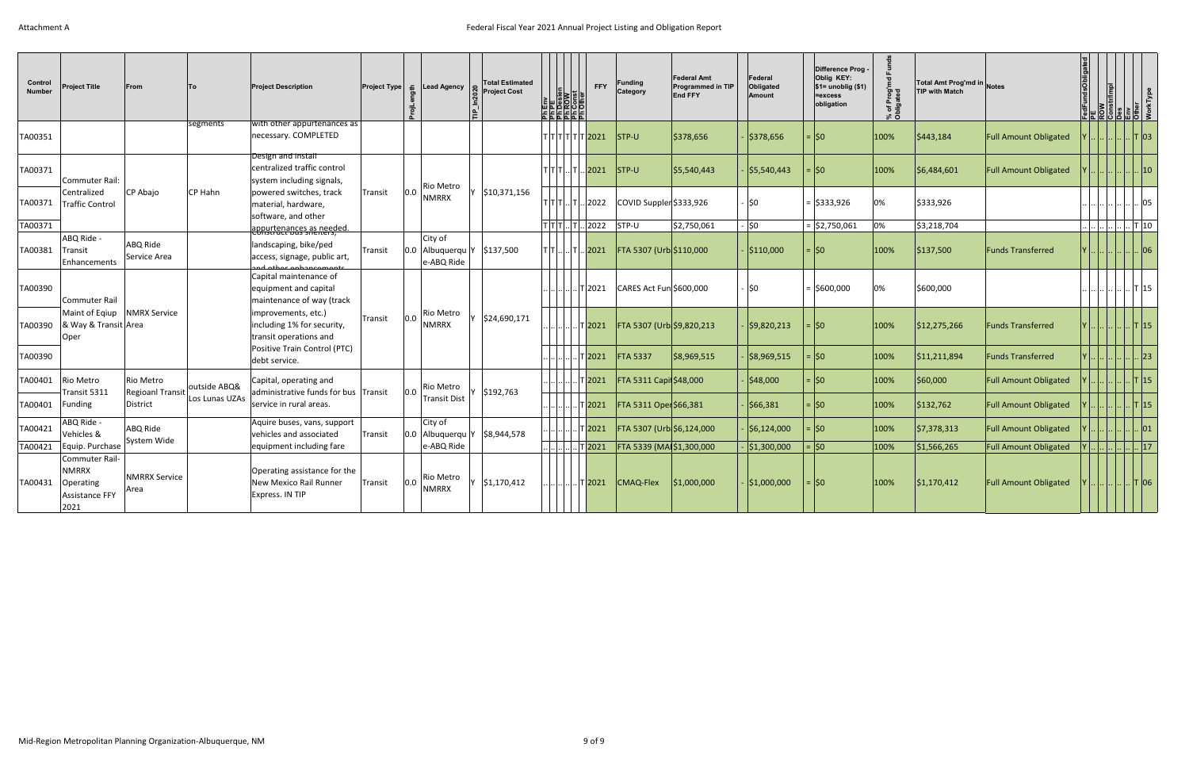Attachment A

Federal Fiscal Year 2021 Annual Project Listing and Obligation Report

| Control Number | Project Title | From | To | Project Description | Project Type | ProjLength | Lead Agency | TIP_In2020 | Total Estimated Project Cost | Ph Env | Ph PE | Ph Design | Ph ROW | Ph Const | Ph Other | FFY | Funding Category | Federal Amt Programmed in TIP End FFY | | Federal Obligated Amount | | Difference Prog - Oblig KEY: $1= unoblig ($1) =excess obligation | % of Prog'md Funds Obligated | Total Amt Prog'md in TIP with Match | Notes | FedFundsObligated | PE | ROW | Constr/Impl | Des | Env | Other | WorkType |
|---|---|---|---|---|---|---|---|---|---|---|---|---|---|---|---|---|---|---|---|---|---|---|---|---|---|---|---|---|---|---|---|---|---|
| TA00351 | | | segments | with other appurtenances as necessary. COMPLETED | | | | | | T | T | T | T | T | T | 2021 | STP-U | $378,656 | - | $378,656 | = | $0 | 100% | $443,184 | Full Amount Obligated | Y | .. | .. | .. | .. | .. | T | 03 |
| TA00371 | Commuter Rail: Centralized Traffic Control | CP Abajo | CP Hahn | Design and install centralized traffic control system including signals, powered switches, track material, hardware, software, and other appurtenances as needed. | Transit | 0.0 | Rio Metro NMRRX | Y | $10,371,156 | T | T | T | .. | T | .. | 2021 | STP-U | $5,540,443 | - | $5,540,443 | = | $0 | 100% | $6,484,601 | Full Amount Obligated | Y | .. | .. | .. | .. | .. | .. | 10 |
| TA00371 | | | | | | | | | | T | T | T | .. | T | .. | 2022 | COVID Supplem | $333,926 | - | $0 | = | $333,926 | 0% | $333,926 | | .. | .. | .. | .. | .. | .. | .. | 05 |
| TA00371 | | | | | | | | | | T | T | T | .. | T | .. | 2022 | STP-U | $2,750,061 | - | $0 | = | $2,750,061 | 0% | $3,218,704 | | .. | .. | .. | .. | .. | .. | T | 10 |
| TA00381 | ABQ Ride - Transit Enhancements | ABQ Ride Service Area | | Construct bus shelters, landscaping, bike/ped access, signage, public art, and other enhancements | Transit | 0.0 | City of Albuquerque e-ABQ Ride | Y | $137,500 | T | T | .. | .. | T | .. | 2021 | FTA 5307 (Urb | $110,000 | - | $110,000 | = | $0 | 100% | $137,500 | Funds Transferred | Y | .. | .. | .. | .. | .. | .. | 06 |
| TA00390 | Commuter Rail Maint of Eqiup & Way & Transit Oper | NMRX Service Area | | Capital maintenance of equipment and capital maintenance of way (track improvements, etc.) including 1% for security, transit operations and Positive Train Control (PTC) debt service. | Transit | 0.0 | Rio Metro NMRRX | Y | $24,690,171 | .. | .. | .. | .. | .. | T | 2021 | CARES Act Fun | $600,000 | - | $0 | = | $600,000 | 0% | $600,000 | | .. | .. | .. | .. | .. | .. | T | 15 |
| TA00390 | | | | | | | | | | .. | .. | .. | .. | .. | T | 2021 | FTA 5307 (Urb | $9,820,213 | - | $9,820,213 | = | $0 | 100% | $12,275,266 | Funds Transferred | Y | .. | .. | .. | .. | .. | T | 15 |
| TA00390 | | | | | | | | | | .. | .. | .. | .. | .. | T | 2021 | FTA 5337 | $8,969,515 | - | $8,969,515 | = | $0 | 100% | $11,211,894 | Funds Transferred | Y | .. | .. | .. | .. | .. | .. | 23 |
| TA00401 | Rio Metro Transit 5311 Funding | Rio Metro Regioanl Transit District | outside ABQ& Los Lunas UZAs | Capital, operating and administrative funds for bus service in rural areas. | Transit | 0.0 | Rio Metro Transit Dist | Y | $192,763 | .. | .. | .. | .. | .. | T | 2021 | FTA 5311 Capit | $48,000 | - | $48,000 | = | $0 | 100% | $60,000 | Full Amount Obligated | Y | .. | .. | .. | .. | .. | T | 15 |
| TA00401 | | | | | | | | | | .. | .. | .. | .. | .. | T | 2021 | FTA 5311 Oper | $66,381 | - | $66,381 | = | $0 | 100% | $132,762 | Full Amount Obligated | Y | .. | .. | .. | .. | .. | T | 15 |
| TA00421 | ABQ Ride - Vehicles & Equip. Purchase | ABQ Ride System Wide | | Aquire buses, vans, support vehicles and associated equipment including fare | Transit | 0.0 | City of Albuquerque e-ABQ Ride | Y | $8,944,578 | .. | .. | .. | .. | .. | T | 2021 | FTA 5307 (Urb | $6,124,000 | - | $6,124,000 | = | $0 | 100% | $7,378,313 | Full Amount Obligated | Y | .. | .. | .. | .. | .. | .. | 01 |
| TA00421 | | | | | | | | | | .. | .. | .. | .. | .. | T | 2021 | FTA 5339 (MAI | $1,300,000 | - | $1,300,000 | = | $0 | 100% | $1,566,265 | Full Amount Obligated | Y | .. | .. | .. | .. | .. | .. | 17 |
| TA00431 | Commuter Rail-NMRRX Operating Assistance FFY 2021 | NMRRX Service Area | | Operating assistance for the New Mexico Rail Runner Express. IN TIP | Transit | 0.0 | Rio Metro NMRRX | Y | $1,170,412 | .. | .. | .. | .. | .. | T | 2021 | CMAQ-Flex | $1,000,000 | - | $1,000,000 | = | $0 | 100% | $1,170,412 | Full Amount Obligated | Y | .. | .. | .. | .. | .. | T | 06 |

Mid-Region Metropolitan Planning Organization-Albuquerque, NM